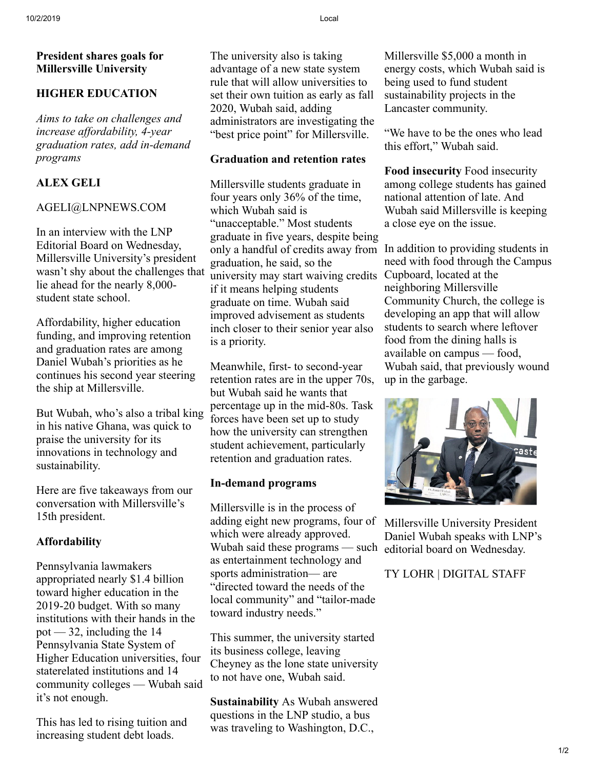# President shares goals for Millersville University

## HIGHER EDUCATION

*Aims to take on challenges and increase affordability, 4-year graduation rates, add in-demand programs*

**ALEX GELI**

AGELI@LNPNEWS.COM

In an interview with the LNP Editorial Board on Wednesday, Millersville University's president wasn't shy about the challenges that lie ahead for the nearly 8,000-student state school.

Affordability, higher education funding, and improving retention and graduation rates are among Daniel Wubah's priorities as he continues his second year steering the ship at Millersville.

But Wubah, who's also a tribal king in his native Ghana, was quick to praise the university for its innovations in technology and sustainability.

Here are five takeaways from our conversation with Millersville's 15th president.

### Affordability

Pennsylvania lawmakers appropriated nearly $1.4 billion toward higher education in the 2019-20 budget. With so many institutions with their hands in the pot — 32, including the 14 Pennsylvania State System of Higher Education universities, four staterelated institutions and 14 community colleges — Wubah said it's not enough.

This has led to rising tuition and increasing student debt loads.

The university also is taking advantage of a new state system rule that will allow universities to set their own tuition as early as fall 2020, Wubah said, adding administrators are investigating the "best price point" for Millersville.

### Graduation and retention rates

Millersville students graduate in four years only 36% of the time, which Wubah said is "unacceptable." Most students graduate in five years, despite being only a handful of credits away from graduation, he said, so the university may start waiving credits if it means helping students graduate on time. Wubah said improved advisement as students inch closer to their senior year also is a priority.

Meanwhile, first- to second-year retention rates are in the upper 70s, but Wubah said he wants that percentage up in the mid-80s. Task forces have been set up to study how the university can strengthen student achievement, particularly retention and graduation rates.

### In-demand programs

Millersville is in the process of adding eight new programs, four of which were already approved. Wubah said these programs — such as entertainment technology and sports administration— are "directed toward the needs of the local community" and "tailor-made toward industry needs."

This summer, the university started its business college, leaving Cheyney as the lone state university to not have one, Wubah said.

**Sustainability** As Wubah answered questions in the LNP studio, a bus was traveling to Washington, D.C., Millersville $5,000 a month in energy costs, which Wubah said is being used to fund student sustainability projects in the Lancaster community.

"We have to be the ones who lead this effort," Wubah said.

**Food insecurity** Food insecurity among college students has gained national attention of late. And Wubah said Millersville is keeping a close eye on the issue.

In addition to providing students in need with food through the Campus Cupboard, located at the neighboring Millersville Community Church, the college is developing an app that will allow students to search where leftover food from the dining halls is available on campus — food, Wubah said, that previously wound up in the garbage.

Millersville University President Daniel Wubah speaks with LNP's editorial board on Wednesday.

TY LOHR | DIGITAL STAFF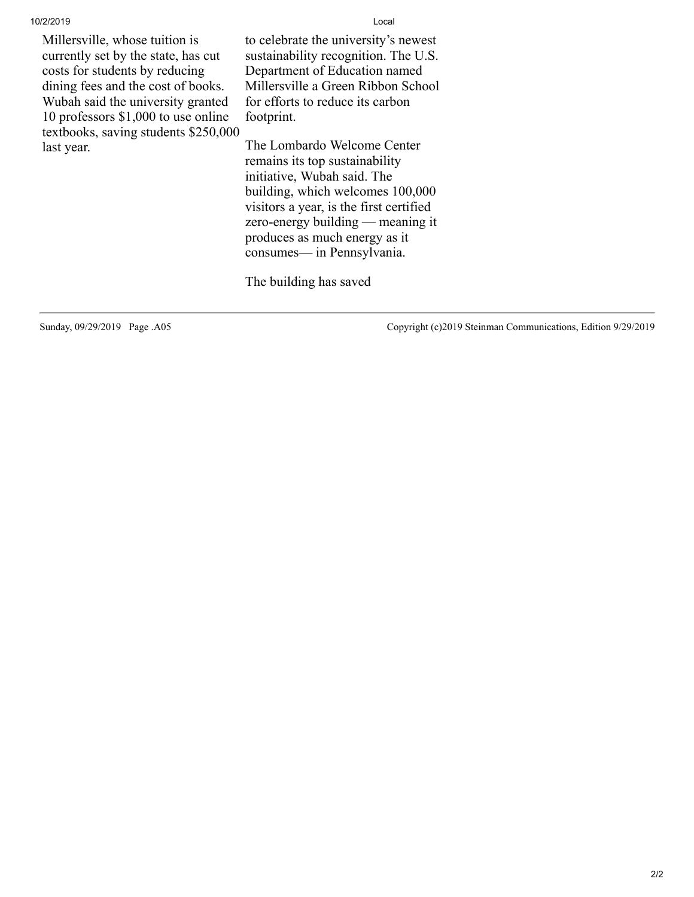Millersville, whose tuition is currently set by the state, has cut costs for students by reducing dining fees and the cost of books. Wubah said the university granted 10 professors $1,000 to use online textbooks, saving students $250,000 last year.

to celebrate the university's newest sustainability recognition. The U.S. Department of Education named Millersville a Green Ribbon School for efforts to reduce its carbon footprint.

The Lombardo Welcome Center remains its top sustainability initiative, Wubah said. The building, which welcomes 100,000 visitors a year, is the first certified zero-energy building — meaning it produces as much energy as it consumes— in Pennsylvania.

The building has saved